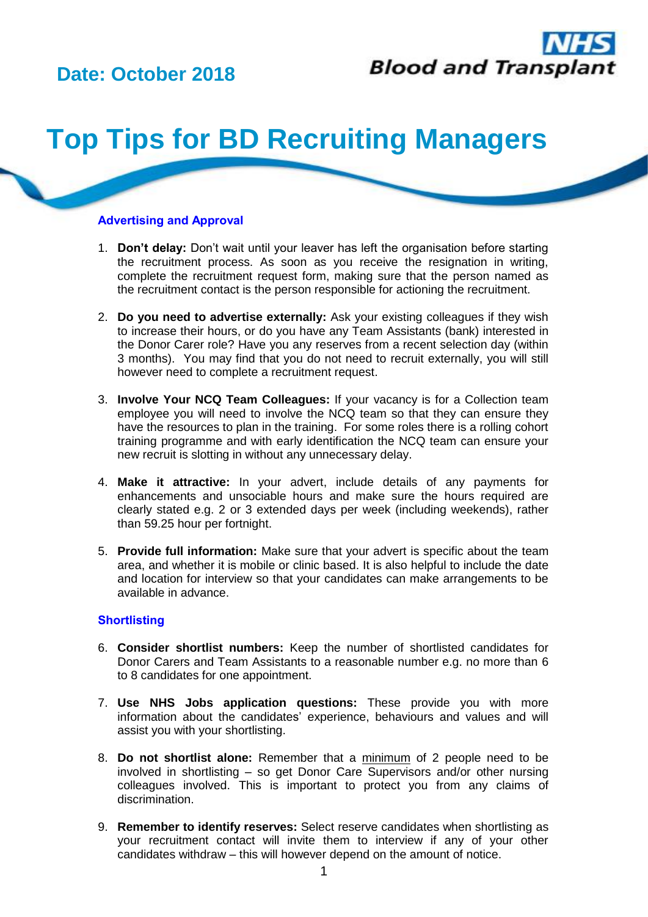Date: October 2018

NHS Blood and Transplant

# Top Tips for BD Recruiting Managers

## Advertising and Approval

1. **Don't delay:** Don't wait until your leaver has left the organisation before starting the recruitment process. As soon as you receive the resignation in writing, complete the recruitment request form, making sure that the person named as the recruitment contact is the person responsible for actioning the recruitment.

2. **Do you need to advertise externally:** Ask your existing colleagues if they wish to increase their hours, or do you have any Team Assistants (bank) interested in the Donor Carer role? Have you any reserves from a recent selection day (within 3 months). You may find that you do not need to recruit externally, you will still however need to complete a recruitment request.

3. **Involve Your NCQ Team Colleagues:** If your vacancy is for a Collection team employee you will need to involve the NCQ team so that they can ensure they have the resources to plan in the training. For some roles there is a rolling cohort training programme and with early identification the NCQ team can ensure your new recruit is slotting in without any unnecessary delay.

4. **Make it attractive:** In your advert, include details of any payments for enhancements and unsociable hours and make sure the hours required are clearly stated e.g. 2 or 3 extended days per week (including weekends), rather than 59.25 hour per fortnight.

5. **Provide full information:** Make sure that your advert is specific about the team area, and whether it is mobile or clinic based. It is also helpful to include the date and location for interview so that your candidates can make arrangements to be available in advance.

## Shortlisting

6. **Consider shortlist numbers:** Keep the number of shortlisted candidates for Donor Carers and Team Assistants to a reasonable number e.g. no more than 6 to 8 candidates for one appointment.

7. **Use NHS Jobs application questions:** These provide you with more information about the candidates' experience, behaviours and values and will assist you with your shortlisting.

8. **Do not shortlist alone:** Remember that a minimum of 2 people need to be involved in shortlisting – so get Donor Care Supervisors and/or other nursing colleagues involved. This is important to protect you from any claims of discrimination.

9. **Remember to identify reserves:** Select reserve candidates when shortlisting as your recruitment contact will invite them to interview if any of your other candidates withdraw – this will however depend on the amount of notice.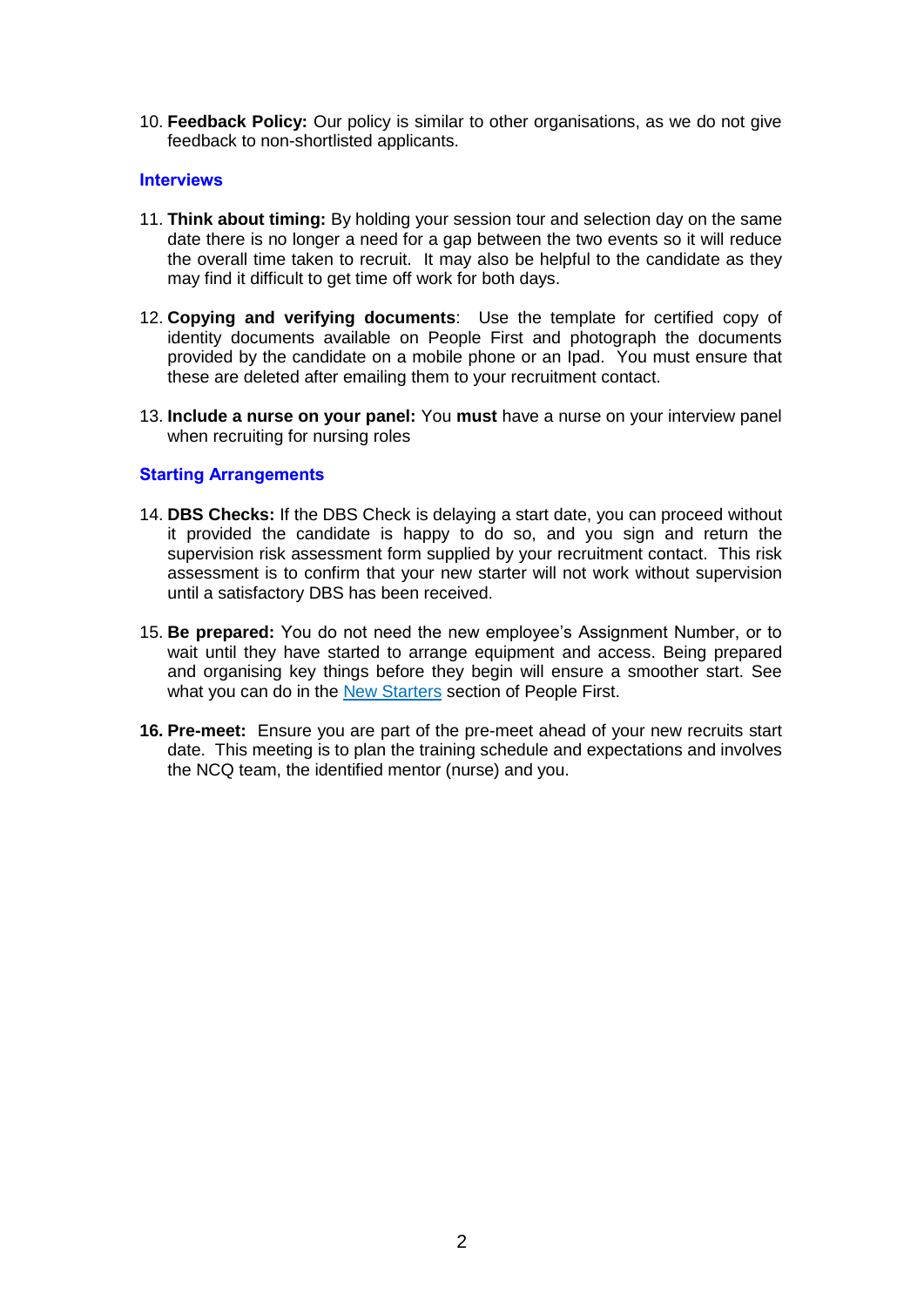10. **Feedback Policy:** Our policy is similar to other organisations, as we do not give feedback to non-shortlisted applicants.

### Interviews

11. **Think about timing:** By holding your session tour and selection day on the same date there is no longer a need for a gap between the two events so it will reduce the overall time taken to recruit. It may also be helpful to the candidate as they may find it difficult to get time off work for both days.

12. **Copying and verifying documents**: Use the template for certified copy of identity documents available on People First and photograph the documents provided by the candidate on a mobile phone or an Ipad. You must ensure that these are deleted after emailing them to your recruitment contact.

13. **Include a nurse on your panel:** You **must** have a nurse on your interview panel when recruiting for nursing roles

### Starting Arrangements

14. **DBS Checks:** If the DBS Check is delaying a start date, you can proceed without it provided the candidate is happy to do so, and you sign and return the supervision risk assessment form supplied by your recruitment contact. This risk assessment is to confirm that your new starter will not work without supervision until a satisfactory DBS has been received.

15. **Be prepared:** You do not need the new employee's Assignment Number, or to wait until they have started to arrange equipment and access. Being prepared and organising key things before they begin will ensure a smoother start. See what you can do in the New Starters section of People First.

16. **Pre-meet:** Ensure you are part of the pre-meet ahead of your new recruits start date. This meeting is to plan the training schedule and expectations and involves the NCQ team, the identified mentor (nurse) and you.